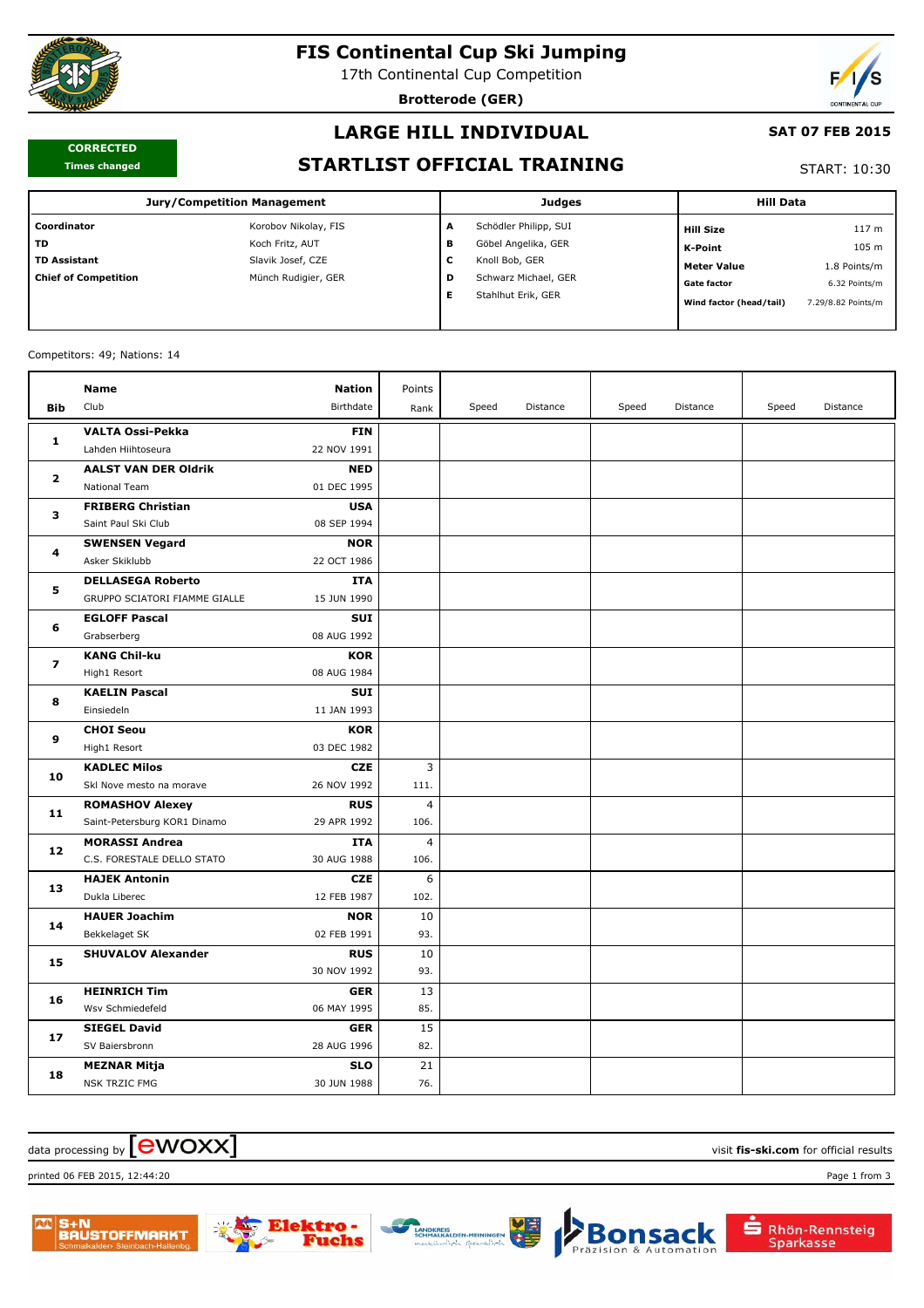# FIS Continental Cup Ski Jumping

17th Continental Cup Competition

**Brotterode (GER)**

**CORRECTED**
Times changed

## LARGE HILL INDIVIDUAL

## STARTLIST OFFICIAL TRAINING

**SAT 07 FEB 2015**

START: 10:30

| Jury/Competition Management | | Judges | | Hill Data | |
|---|---|---|---|---|---|
| **Coordinator** | Korobov Nikolay, FIS | **A** | Schödler Philipp, SUI | **Hill Size** | 117 m |
| **TD** | Koch Fritz, AUT | **B** | Göbel Angelika, GER | **K-Point** | 105 m |
| **TD Assistant** | Slavik Josef, CZE | **C** | Knoll Bob, GER | **Meter Value** | 1.8 Points/m |
| **Chief of Competition** | Münch Rudigier, GER | **D** | Schwarz Michael, GER | **Gate factor** | 6.32 Points/m |
| | | **E** | Stahlhut Erik, GER | **Wind factor (head/tail)** | 7.29/8.82 Points/m |

Competitors: 49; Nations: 14

| Bib | Name / Club | Nation / Birthdate | Points / Rank | Speed | Distance | Speed | Distance | Speed | Distance |
|---|---|---|---|---|---|---|---|---|---|
| 1 | **VALTA Ossi-Pekka**<br>Lahden Hiihtoseura | **FIN**<br>22 NOV 1991 | | | | | | | |
| 2 | **AALST VAN DER Oldrik**<br>National Team | **NED**<br>01 DEC 1995 | | | | | | | |
| 3 | **FRIBERG Christian**<br>Saint Paul Ski Club | **USA**<br>08 SEP 1994 | | | | | | | |
| 4 | **SWENSEN Vegard**<br>Asker Skiklubb | **NOR**<br>22 OCT 1986 | | | | | | | |
| 5 | **DELLASEGA Roberto**<br>GRUPPO SCIATORI FIAMME GIALLE | **ITA**<br>15 JUN 1990 | | | | | | | |
| 6 | **EGLOFF Pascal**<br>Grabserberg | **SUI**<br>08 AUG 1992 | | | | | | | |
| 7 | **KANG Chil-ku**<br>High1 Resort | **KOR**<br>08 AUG 1984 | | | | | | | |
| 8 | **KAELIN Pascal**<br>Einsiedeln | **SUI**<br>11 JAN 1993 | | | | | | | |
| 9 | **CHOI Seou**<br>High1 Resort | **KOR**<br>03 DEC 1982 | | | | | | | |
| 10 | **KADLEC Milos**<br>Skl Nove mesto na morave | **CZE**<br>26 NOV 1992 | 3<br>111. | | | | | | |
| 11 | **ROMASHOV Alexey**<br>Saint-Petersburg KOR1 Dinamo | **RUS**<br>29 APR 1992 | 4<br>106. | | | | | | |
| 12 | **MORASSI Andrea**<br>C.S. FORESTALE DELLO STATO | **ITA**<br>30 AUG 1988 | 4<br>106. | | | | | | |
| 13 | **HAJEK Antonin**<br>Dukla Liberec | **CZE**<br>12 FEB 1987 | 6<br>102. | | | | | | |
| 14 | **HAUER Joachim**<br>Bekkelaget SK | **NOR**<br>02 FEB 1991 | 10<br>93. | | | | | | |
| 15 | **SHUVALOV Alexander** | **RUS**<br>30 NOV 1992 | 10<br>93. | | | | | | |
| 16 | **HEINRICH Tim**<br>Wsv Schmiedefeld | **GER**<br>06 MAY 1995 | 13<br>85. | | | | | | |
| 17 | **SIEGEL David**<br>SV Baiersbronn | **GER**<br>28 AUG 1996 | 15<br>82. | | | | | | |
| 18 | **MEZNAR Mitja**<br>NSK TRZIC FMG | **SLO**<br>30 JUN 1988 | 21<br>76. | | | | | | |

data processing by ewoxx — visit **fis-ski.com** for official results

printed 06 FEB 2015, 12:44:20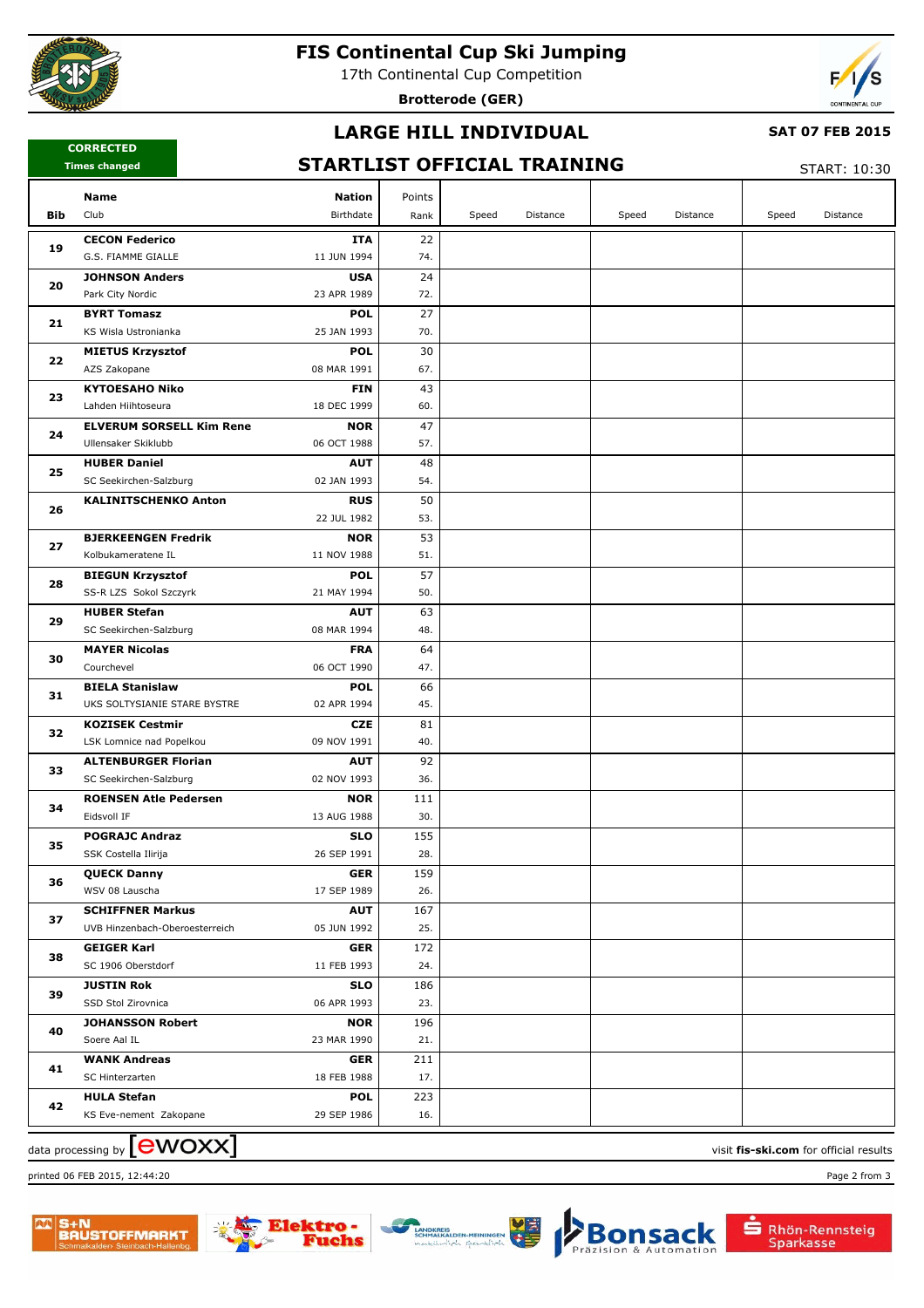# FIS Continental Cup Ski Jumping

17th Continental Cup Competition

**Brotterode (GER)**

**CORRECTED**
**Times changed**

## LARGE HILL INDIVIDUAL

## STARTLIST OFFICIAL TRAINING

**SAT 07 FEB 2015**

START: 10:30

| Bib | Name / Club | Nation / Birthdate | Points / Rank | Speed | Distance | Speed | Distance | Speed | Distance |
|---|---|---|---|---|---|---|---|---|---|
| 19 | **CECON Federico** G.S. FIAMME GIALLE | **ITA** 11 JUN 1994 | 22 / 74. | | | | | | |
| 20 | **JOHNSON Anders** Park City Nordic | **USA** 23 APR 1989 | 24 / 72. | | | | | | |
| 21 | **BYRT Tomasz** KS Wisla Ustronianka | **POL** 25 JAN 1993 | 27 / 70. | | | | | | |
| 22 | **MIETUS Krzysztof** AZS Zakopane | **POL** 08 MAR 1991 | 30 / 67. | | | | | | |
| 23 | **KYTOESAHO Niko** Lahden Hiihtoseura | **FIN** 18 DEC 1999 | 43 / 60. | | | | | | |
| 24 | **ELVERUM SORSELL Kim Rene** Ullensaker Skiklubb | **NOR** 06 OCT 1988 | 47 / 57. | | | | | | |
| 25 | **HUBER Daniel** SC Seekirchen-Salzburg | **AUT** 02 JAN 1993 | 48 / 54. | | | | | | |
| 26 | **KALINITSCHENKO Anton** | **RUS** 22 JUL 1982 | 50 / 53. | | | | | | |
| 27 | **BJERKEENGEN Fredrik** Kolbukameratene IL | **NOR** 11 NOV 1988 | 53 / 51. | | | | | | |
| 28 | **BIEGUN Krzysztof** SS-R LZS Sokol Szczyrk | **POL** 21 MAY 1994 | 57 / 50. | | | | | | |
| 29 | **HUBER Stefan** SC Seekirchen-Salzburg | **AUT** 08 MAR 1994 | 63 / 48. | | | | | | |
| 30 | **MAYER Nicolas** Courchevel | **FRA** 06 OCT 1990 | 64 / 47. | | | | | | |
| 31 | **BIELA Stanislaw** UKS SOLTYSIANIE STARE BYSTRE | **POL** 02 APR 1994 | 66 / 45. | | | | | | |
| 32 | **KOZISEK Cestmir** LSK Lomnice nad Popelkou | **CZE** 09 NOV 1991 | 81 / 40. | | | | | | |
| 33 | **ALTENBURGER Florian** SC Seekirchen-Salzburg | **AUT** 02 NOV 1993 | 92 / 36. | | | | | | |
| 34 | **ROENSEN Atle Pedersen** Eidsvoll IF | **NOR** 13 AUG 1988 | 111 / 30. | | | | | | |
| 35 | **POGRAJC Andraz** SSK Costella Ilirija | **SLO** 26 SEP 1991 | 155 / 28. | | | | | | |
| 36 | **QUECK Danny** WSV 08 Lauscha | **GER** 17 SEP 1989 | 159 / 26. | | | | | | |
| 37 | **SCHIFFNER Markus** UVB Hinzenbach-Oberoesterreich | **AUT** 05 JUN 1992 | 167 / 25. | | | | | | |
| 38 | **GEIGER Karl** SC 1906 Oberstdorf | **GER** 11 FEB 1993 | 172 / 24. | | | | | | |
| 39 | **JUSTIN Rok** SSD Stol Zirovnica | **SLO** 06 APR 1993 | 186 / 23. | | | | | | |
| 40 | **JOHANSSON Robert** Soere Aal IL | **NOR** 23 MAR 1990 | 196 / 21. | | | | | | |
| 41 | **WANK Andreas** SC Hinterzarten | **GER** 18 FEB 1988 | 211 / 17. | | | | | | |
| 42 | **HULA Stefan** KS Eve-nement Zakopane | **POL** 29 SEP 1986 | 223 / 16. | | | | | | |

data processing by ewoxx — visit **fis-ski.com** for official results

printed 06 FEB 2015, 12:44:20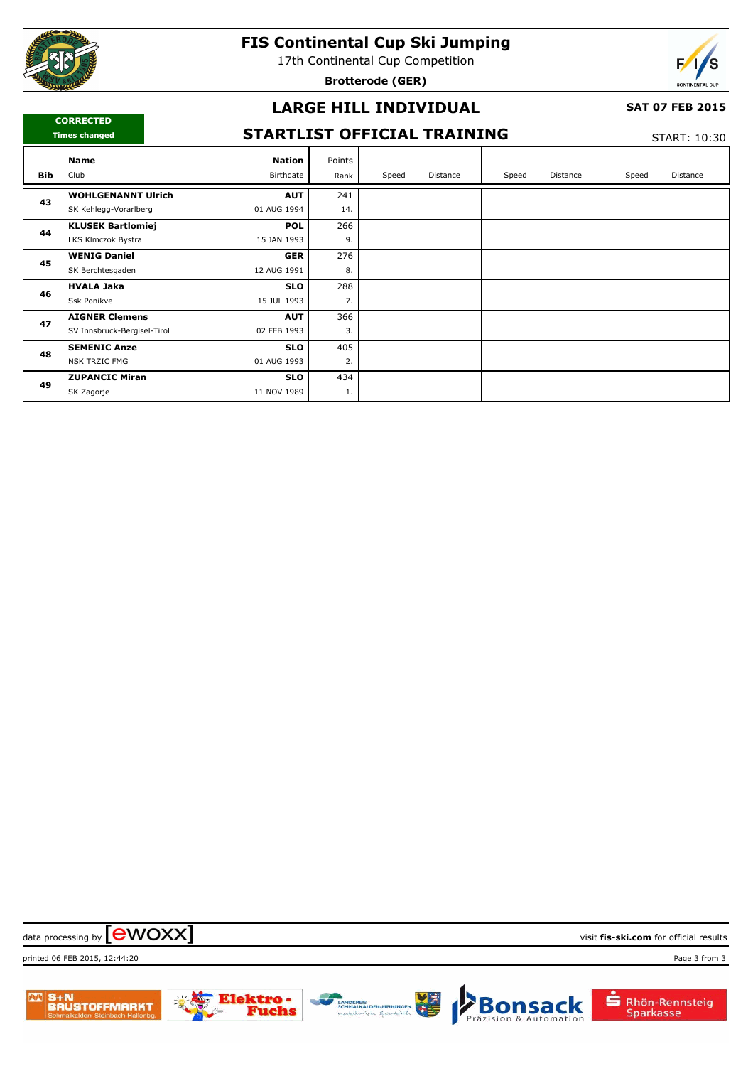# FIS Continental Cup Ski Jumping

17th Continental Cup Competition

**Brotterode (GER)**

**CORRECTED**
**Times changed**

## LARGE HILL INDIVIDUAL

**SAT 07 FEB 2015**

## STARTLIST OFFICIAL TRAINING

START: 10:30

| Bib | Name / Club | Nation / Birthdate | Points / Rank | Speed | Distance | Speed | Distance | Speed | Distance |
|---|---|---|---|---|---|---|---|---|---|
| 43 | **WOHLGENANNT Ulrich** SK Kehlegg-Vorarlberg | **AUT** 01 AUG 1994 | 241 14. | | | | | | |
| 44 | **KLUSEK Bartlomiej** LKS Klmczok Bystra | **POL** 15 JAN 1993 | 266 9. | | | | | | |
| 45 | **WENIG Daniel** SK Berchtesgaden | **GER** 12 AUG 1991 | 276 8. | | | | | | |
| 46 | **HVALA Jaka** Ssk Ponikve | **SLO** 15 JUL 1993 | 288 7. | | | | | | |
| 47 | **AIGNER Clemens** SV Innsbruck-Bergisel-Tirol | **AUT** 02 FEB 1993 | 366 3. | | | | | | |
| 48 | **SEMENIC Anze** NSK TRZIC FMG | **SLO** 01 AUG 1993 | 405 2. | | | | | | |
| 49 | **ZUPANCIC Miran** SK Zagorje | **SLO** 11 NOV 1989 | 434 1. | | | | | | |

data processing by [ewoxx]

visit **fis-ski.com** for official results

printed 06 FEB 2015, 12:44:20